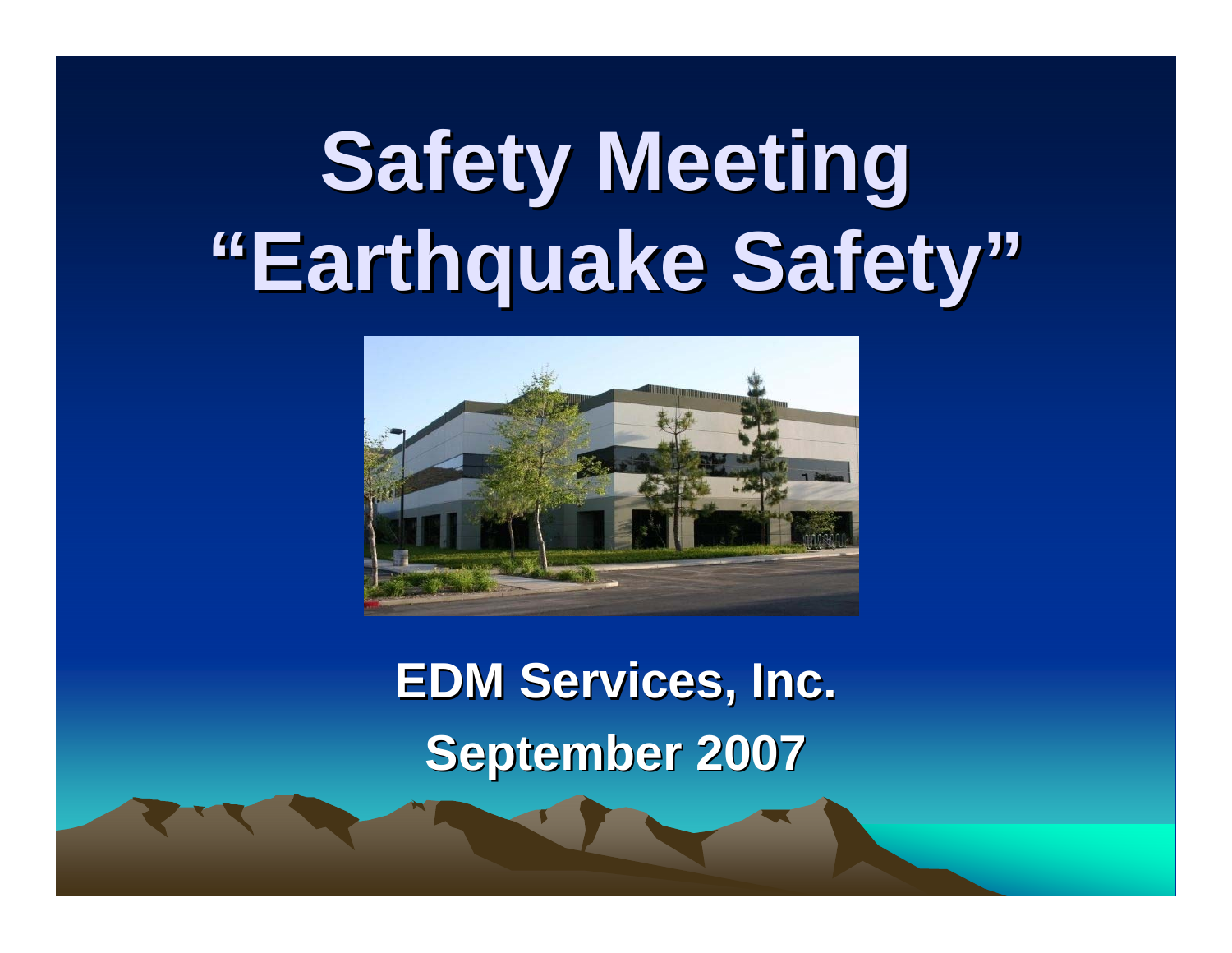# Safety Meeting
# "Earthquake Safety"

**EDM Services, Inc.**

**September 2007**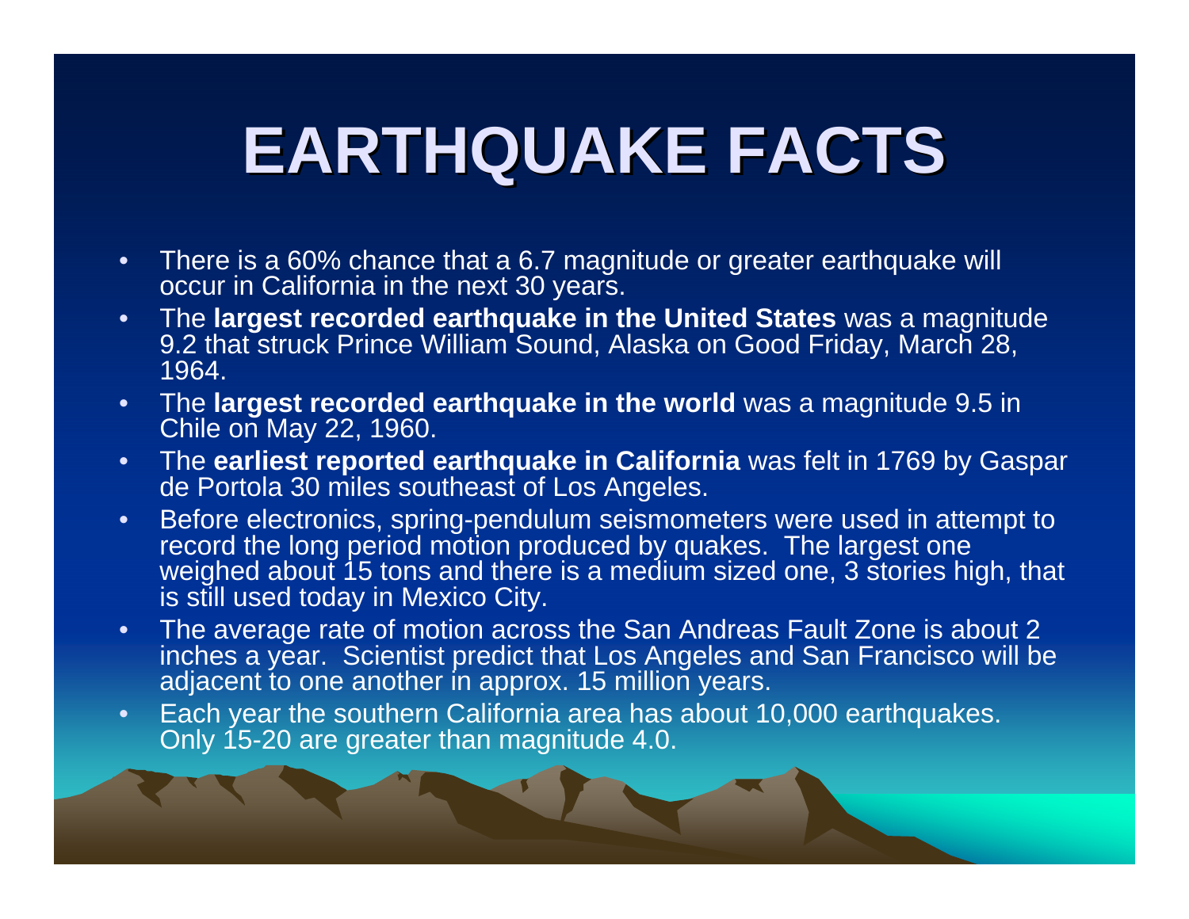# EARTHQUAKE FACTS

- There is a 60% chance that a 6.7 magnitude or greater earthquake will occur in California in the next 30 years.
- The **largest recorded earthquake in the United States** was a magnitude 9.2 that struck Prince William Sound, Alaska on Good Friday, March 28, 1964.
- The **largest recorded earthquake in the world** was a magnitude 9.5 in Chile on May 22, 1960.
- The **earliest reported earthquake in California** was felt in 1769 by Gaspar de Portola 30 miles southeast of Los Angeles.
- Before electronics, spring-pendulum seismometers were used in attempt to record the long period motion produced by quakes. The largest one weighed about 15 tons and there is a medium sized one, 3 stories high, that is still used today in Mexico City.
- The average rate of motion across the San Andreas Fault Zone is about 2 inches a year. Scientist predict that Los Angeles and San Francisco will be adjacent to one another in approx. 15 million years.
- Each year the southern California area has about 10,000 earthquakes. Only 15-20 are greater than magnitude 4.0.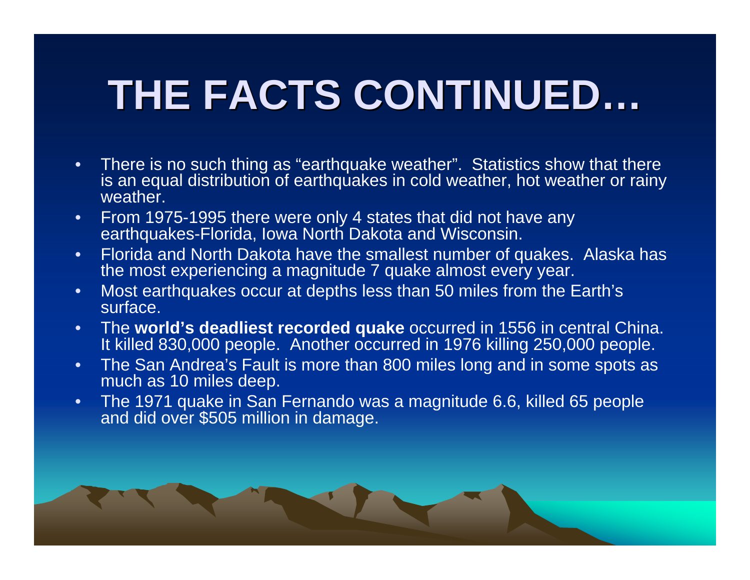# THE FACTS CONTINUED…

- There is no such thing as "earthquake weather". Statistics show that there is an equal distribution of earthquakes in cold weather, hot weather or rainy weather.
- From 1975-1995 there were only 4 states that did not have any earthquakes-Florida, Iowa North Dakota and Wisconsin.
- Florida and North Dakota have the smallest number of quakes. Alaska has the most experiencing a magnitude 7 quake almost every year.
- Most earthquakes occur at depths less than 50 miles from the Earth's surface.
- The **world's deadliest recorded quake** occurred in 1556 in central China. It killed 830,000 people. Another occurred in 1976 killing 250,000 people.
- The San Andrea's Fault is more than 800 miles long and in some spots as much as 10 miles deep.
- The 1971 quake in San Fernando was a magnitude 6.6, killed 65 people and did over $505 million in damage.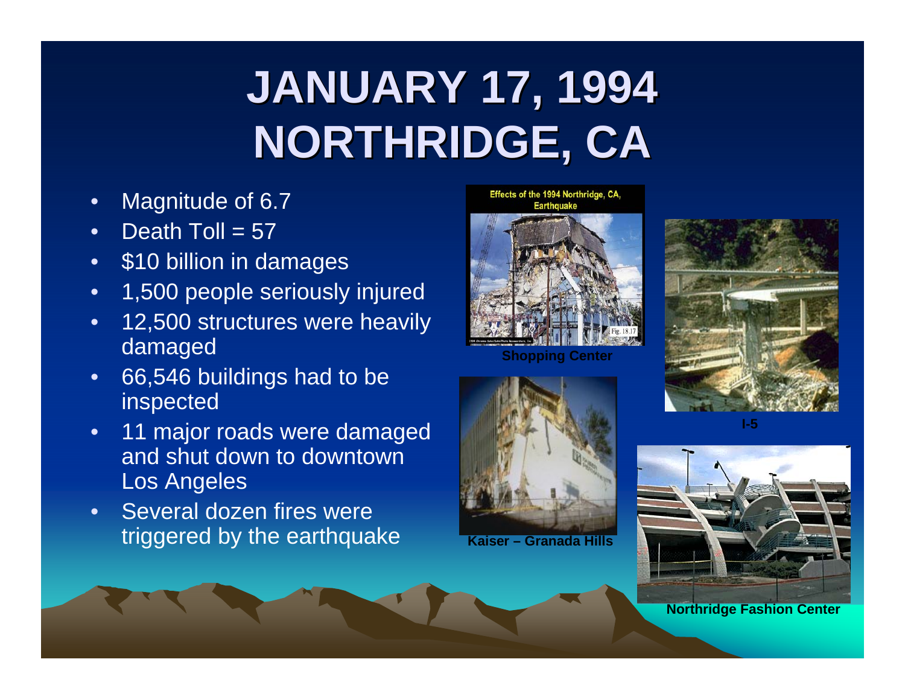# JANUARY 17, 1994 NORTHRIDGE, CA

- Magnitude of 6.7
- Death Toll = 57
- $10 billion in damages
- 1,500 people seriously injured
- 12,500 structures were heavily damaged
- 66,546 buildings had to be inspected
- 11 major roads were damaged and shut down to downtown Los Angeles
- Several dozen fires were triggered by the earthquake

Shopping Center

Kaiser – Granada Hills

I-5

Northridge Fashion Center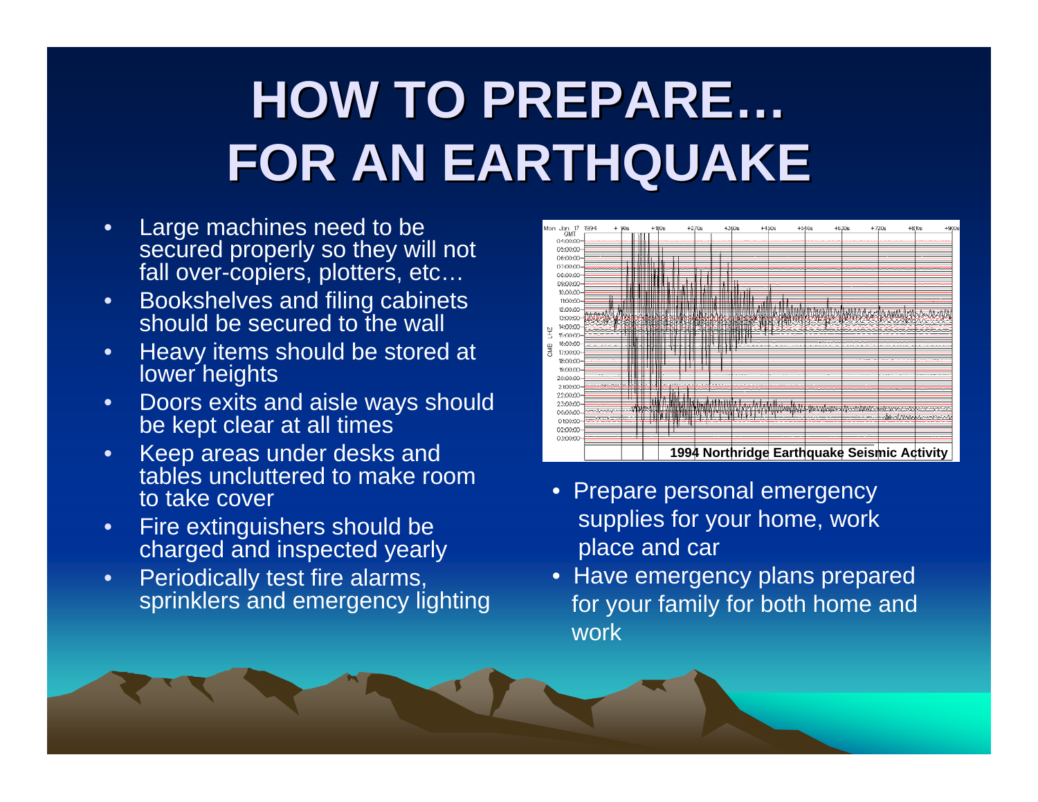# HOW TO PREPARE… FOR AN EARTHQUAKE

- Large machines need to be secured properly so they will not fall over-copiers, plotters, etc…
- Bookshelves and filing cabinets should be secured to the wall
- Heavy items should be stored at lower heights
- Doors exits and aisle ways should be kept clear at all times
- Keep areas under desks and tables uncluttered to make room to take cover
- Fire extinguishers should be charged and inspected yearly
- Periodically test fire alarms, sprinklers and emergency lighting

1994 Northridge Earthquake Seismic Activity

- Prepare personal emergency supplies for your home, work place and car
- Have emergency plans prepared for your family for both home and work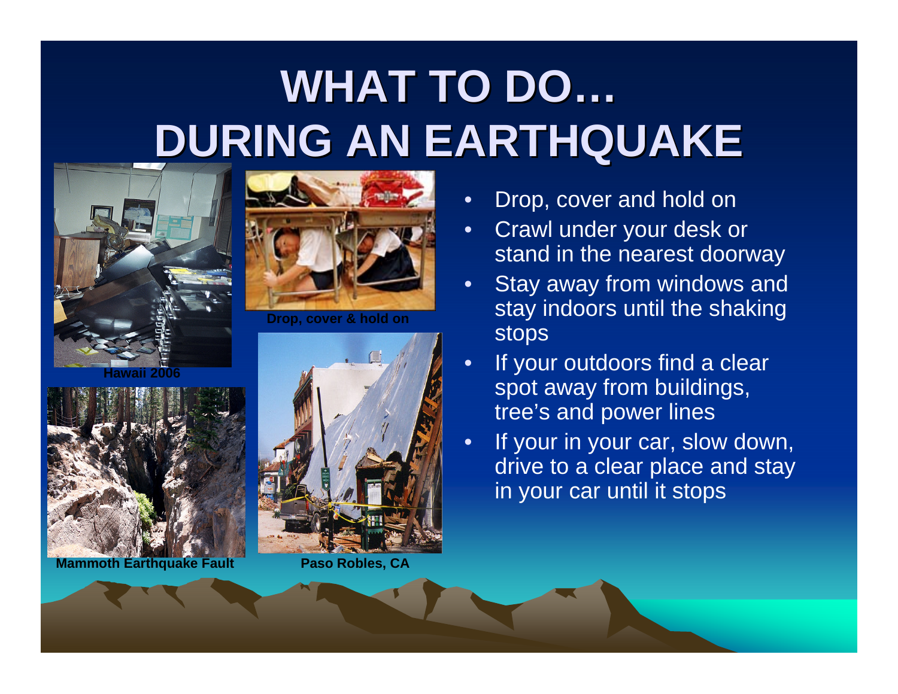# WHAT TO DO… DURING AN EARTHQUAKE

Hawaii 2006

Drop, cover & hold on

Mammoth Earthquake Fault

Paso Robles, CA

- Drop, cover and hold on
- Crawl under your desk or stand in the nearest doorway
- Stay away from windows and stay indoors until the shaking stops
- If your outdoors find a clear spot away from buildings, tree's and power lines
- If your in your car, slow down, drive to a clear place and stay in your car until it stops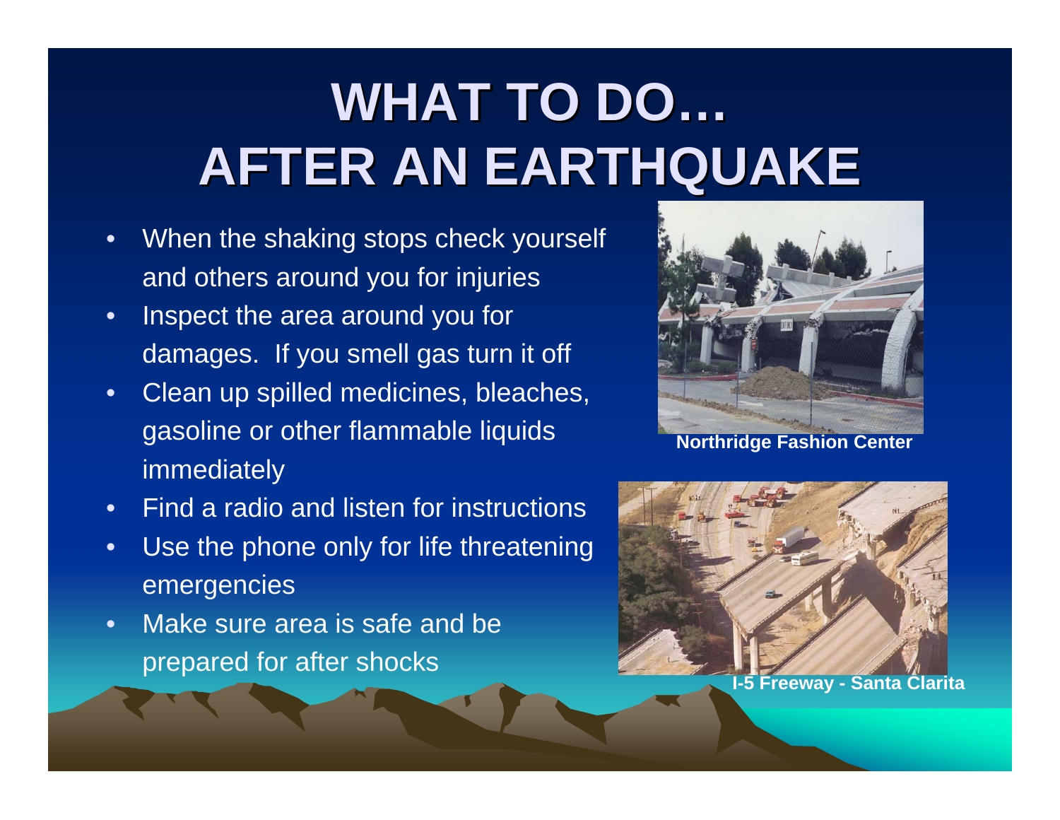# WHAT TO DO… AFTER AN EARTHQUAKE

- When the shaking stops check yourself and others around you for injuries
- Inspect the area around you for damages. If you smell gas turn it off
- Clean up spilled medicines, bleaches, gasoline or other flammable liquids immediately
- Find a radio and listen for instructions
- Use the phone only for life threatening emergencies
- Make sure area is safe and be prepared for after shocks

**Northridge Fashion Center**

**I-5 Freeway - Santa Clarita**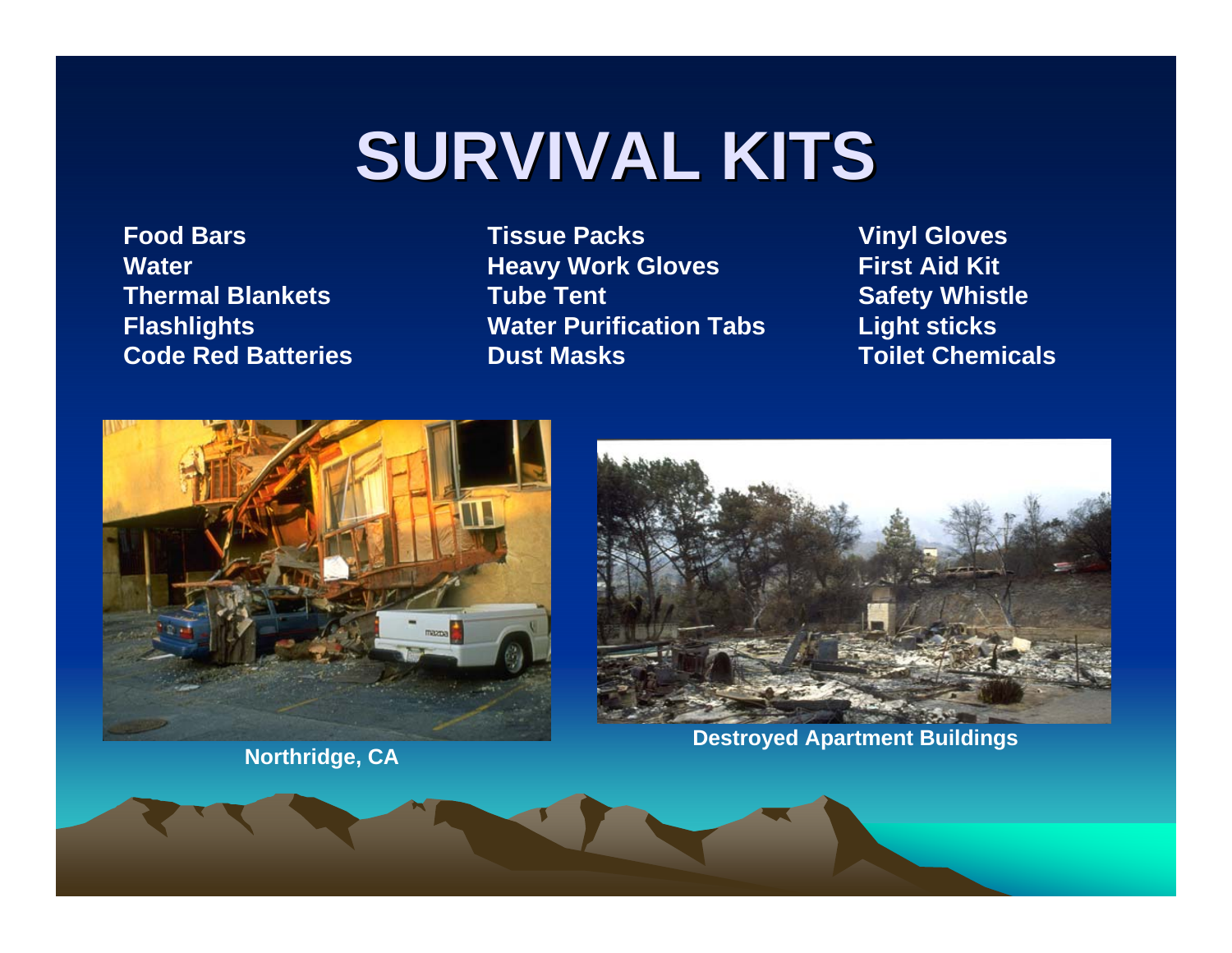# SURVIVAL KITS

- Food Bars
- Water
- Thermal Blankets
- Flashlights
- Code Red Batteries
- Tissue Packs
- Heavy Work Gloves
- Tube Tent
- Water Purification Tabs
- Dust Masks
- Vinyl Gloves
- First Aid Kit
- Safety Whistle
- Light sticks
- Toilet Chemicals

Northridge, CA

Destroyed Apartment Buildings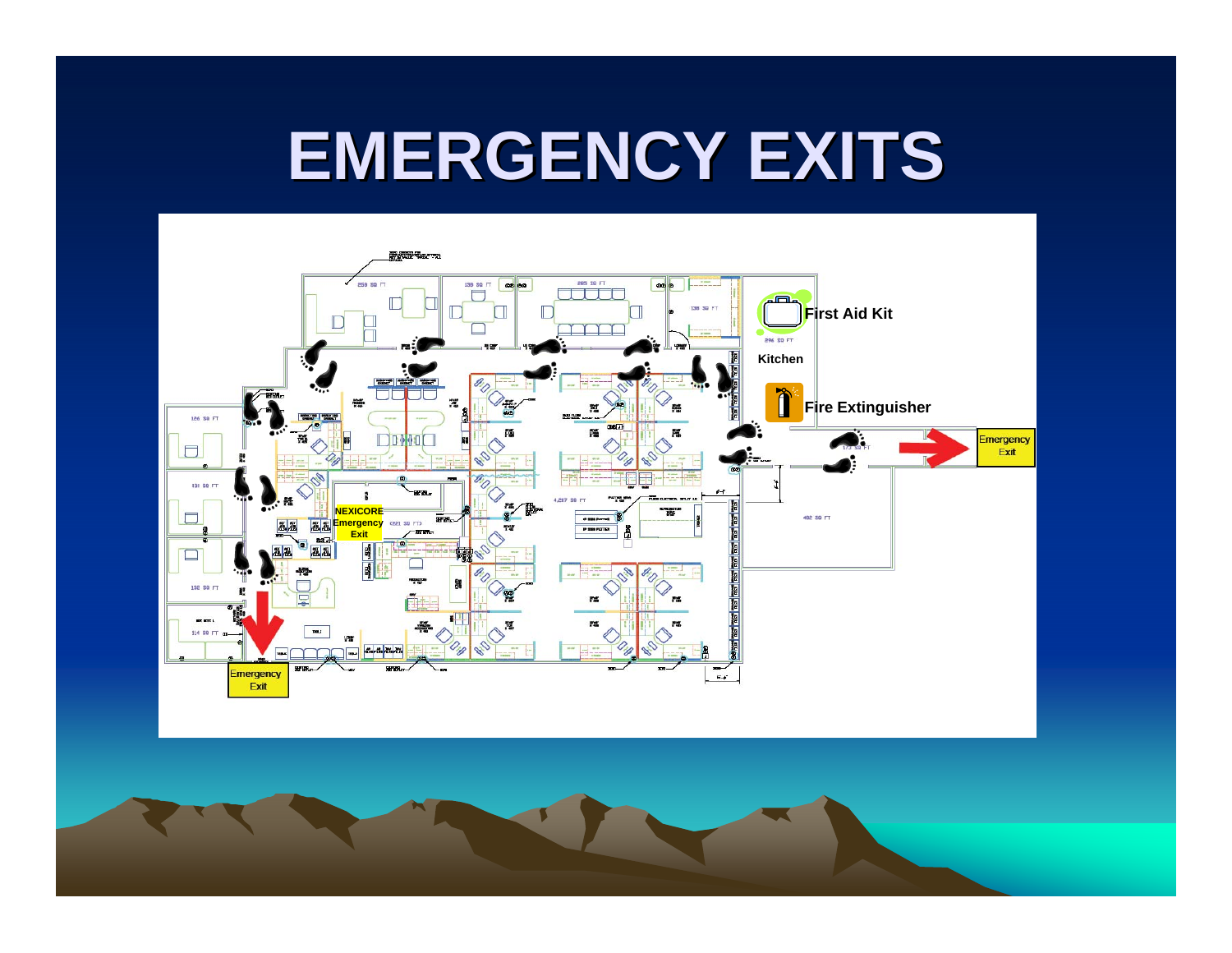# EMERGENCY EXITS

First Aid Kit

Kitchen

Fire Extinguisher

Emergency Exit

NEXICORE Emergency Exit

Emergency Exit